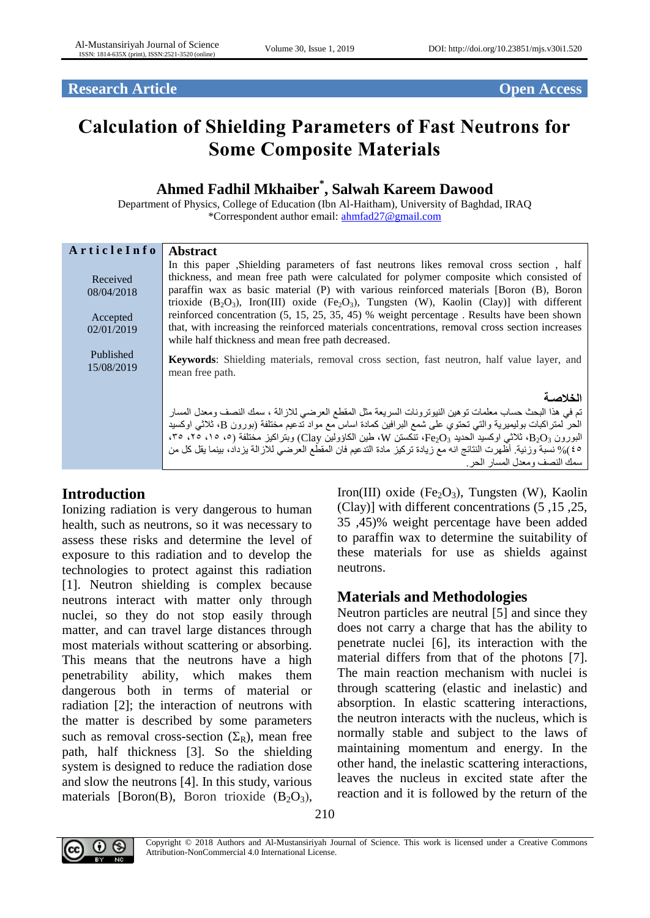Research Article | Open Access

# Calculation of Shielding Parameters of Fast Neutrons for Some Composite Materials

**Ahmed Fadhil Mkhaiber[*], Salwah Kareem Dawood**

Department of Physics, College of Education (Ibn Al-Haitham), University of Baghdad, IRAQ

*Correspondent author email: ahmfad27@gmail.com

**Article Info**

Received 08/04/2018

Accepted 02/01/2019

Published 15/08/2019

## Abstract

In this paper ,Shielding parameters of fast neutrons likes removal cross section , half thickness, and mean free path were calculated for polymer composite which consisted of paraffin wax as basic material (P) with various reinforced materials [Boron (B), Boron trioxide ($B_2O_3$), Iron(III) oxide ($Fe_2O_3$), Tungsten (W), Kaolin (Clay)] with different reinforced concentration (5, 15, 25, 35, 45) % weight percentage . Results have been shown that, with increasing the reinforced materials concentrations, removal cross section increases while half thickness and mean free path decreased.

**Keywords**: Shielding materials, removal cross section, fast neutron, half value layer, and mean free path.

## الخلاصة

تم في هذا البحث حساب معلمات توهين النيوترونات السريعة مثل المقطع العرضي للازالة ، سمك النصف ومعدل المسار الحر لمتراكبات بوليميرية والتي تحتوي على شمع البرافين كمادة اساس مع مواد تدعيم مختلفة (بورون B، ثلاثي اوكسيد البورون $B_2O_3$، ثلاثي اوكسيد الحديد $Fe_2O_3$، تنكستن W، طين الكاؤولين Clay) وبتراكيز مختلفة (٥، ١٥، ٢٥، ٣٥، ٤٥)% نسبة وزنية. أظهرت النتائج انه مع زيادة تركيز مادة التدعيم فان المقطع العرضي للازالة يزداد، بينما يقل كل من سمك النصف ومعدل المسار الحر.

## Introduction

Ionizing radiation is very dangerous to human health, such as neutrons, so it was necessary to assess these risks and determine the level of exposure to this radiation and to develop the technologies to protect against this radiation [1]. Neutron shielding is complex because neutrons interact with matter only through nuclei, so they do not stop easily through matter, and can travel large distances through most materials without scattering or absorbing. This means that the neutrons have a high penetrability ability, which makes them dangerous both in terms of material or radiation [2]; the interaction of neutrons with the matter is described by some parameters such as removal cross-section ($\Sigma_R$), mean free path, half thickness [3]. So the shielding system is designed to reduce the radiation dose and slow the neutrons [4]. In this study, various materials [Boron(B), Boron trioxide ($B_2O_3$), Iron(III) oxide ($Fe_2O_3$), Tungsten (W), Kaolin (Clay)] with different concentrations (5 ,15 ,25, 35 ,45)% weight percentage have been added to paraffin wax to determine the suitability of these materials for use as shields against neutrons.

## Materials and Methodologies

Neutron particles are neutral [5] and since they does not carry a charge that has the ability to penetrate nuclei [6], its interaction with the material differs from that of the photons [7]. The main reaction mechanism with nuclei is through scattering (elastic and inelastic) and absorption. In elastic scattering interactions, the neutron interacts with the nucleus, which is normally stable and subject to the laws of maintaining momentum and energy. In the other hand, the inelastic scattering interactions, leaves the nucleus in excited state after the reaction and it is followed by the return of the

Copyright © 2018 Authors and Al-Mustansiriyah Journal of Science. This work is licensed under a Creative Commons Attribution-NonCommercial 4.0 International License.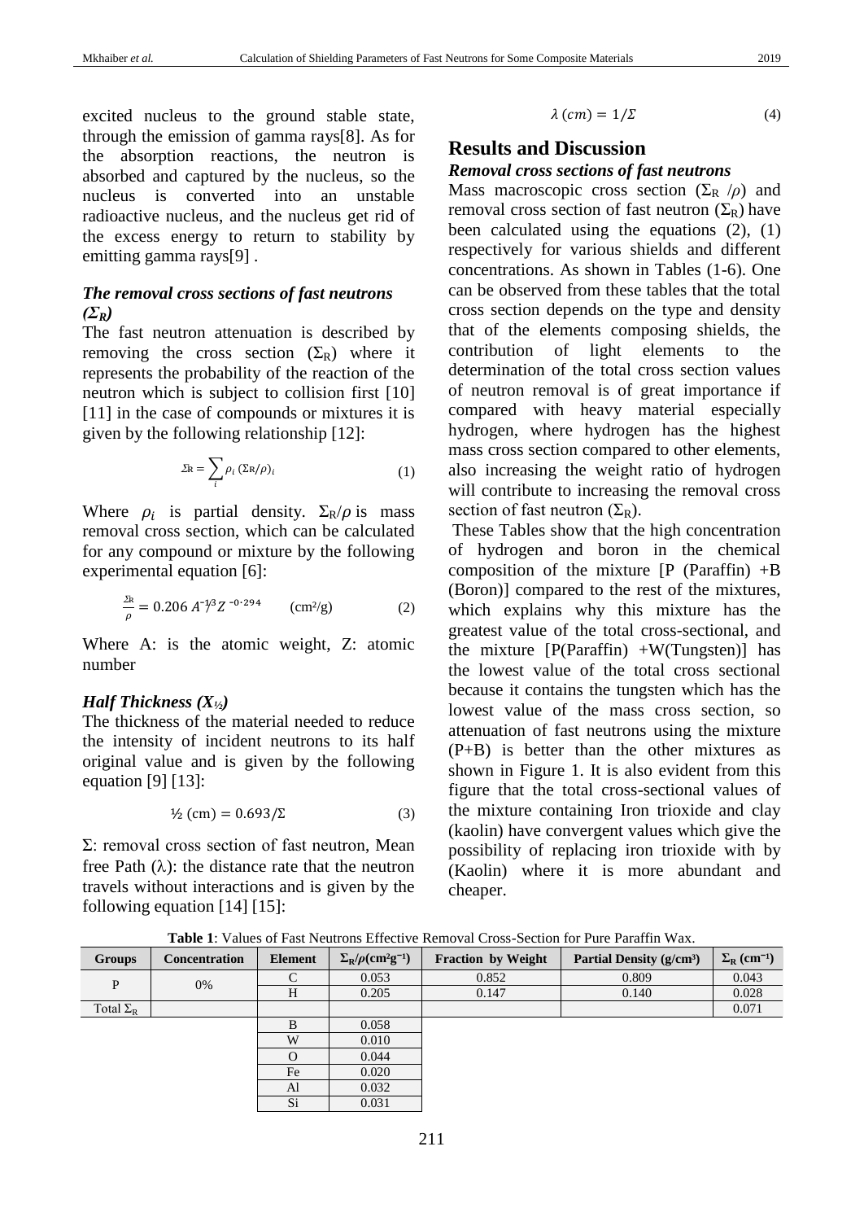excited nucleus to the ground stable state, through the emission of gamma rays[8]. As for the absorption reactions, the neutron is absorbed and captured by the nucleus, so the nucleus is converted into an unstable radioactive nucleus, and the nucleus get rid of the excess energy to return to stability by emitting gamma rays[9] .

### *The removal cross sections of fast neutrons ($\Sigma_R$)*

The fast neutron attenuation is described by removing the cross section ($\Sigma_R$) where it represents the probability of the reaction of the neutron which is subject to collision first [10] [11] in the case of compounds or mixtures it is given by the following relationship [12]:

$$\Sigma_R = \sum_i \rho_i \, (\Sigma_R/\rho)_i \qquad (1)$$

Where $\rho_i$ is partial density. $\Sigma_R/\rho$ is mass removal cross section, which can be calculated for any compound or mixture by the following experimental equation [6]:

$$\frac{\Sigma_R}{\rho} = 0.206\, A^{-1/3} Z^{-0.294} \quad (\text{cm}^2/\text{g}) \qquad (2)$$

Where A: is the atomic weight, Z: atomic number

### *Half Thickness ($X_{½}$)*

The thickness of the material needed to reduce the intensity of incident neutrons to its half original value and is given by the following equation [9] [13]:

$$½\ (\text{cm}) = 0.693/\Sigma \qquad (3)$$

Σ: removal cross section of fast neutron, Mean free Path (λ): the distance rate that the neutron travels without interactions and is given by the following equation [14] [15]:

$$\lambda\ (cm) = 1/\Sigma \qquad (4)$$

## Results and Discussion

### *Removal cross sections of fast neutrons*

Mass macroscopic cross section ($\Sigma_R/\rho$) and removal cross section of fast neutron ($\Sigma_R$) have been calculated using the equations (2), (1) respectively for various shields and different concentrations. As shown in Tables (1-6). One can be observed from these tables that the total cross section depends on the type and density that of the elements composing shields, the contribution of light elements to the determination of the total cross section values of neutron removal is of great importance if compared with heavy material especially hydrogen, where hydrogen has the highest mass cross section compared to other elements, also increasing the weight ratio of hydrogen will contribute to increasing the removal cross section of fast neutron ($\Sigma_R$).

These Tables show that the high concentration of hydrogen and boron in the chemical composition of the mixture [P (Paraffin) +B (Boron)] compared to the rest of the mixtures, which explains why this mixture has the greatest value of the total cross-sectional, and the mixture [P(Paraffin) +W(Tungsten)] has the lowest value of the total cross sectional because it contains the tungsten which has the lowest value of the mass cross section, so attenuation of fast neutrons using the mixture (P+B) is better than the other mixtures as shown in Figure 1. It is also evident from this figure that the total cross-sectional values of the mixture containing Iron trioxide and clay (kaolin) have convergent values which give the possibility of replacing iron trioxide with by (Kaolin) where it is more abundant and cheaper.

**Table 1**: Values of Fast Neutrons Effective Removal Cross-Section for Pure Paraffin Wax.

| Groups | Concentration | Element | $\Sigma_R/\rho$ (cm²g⁻¹) | Fraction by Weight | Partial Density (g/cm³) | $\Sigma_R$ (cm⁻¹) |
|---|---|---|---|---|---|---|
| P | 0% | C | 0.053 | 0.852 | 0.809 | 0.043 |
| | | H | 0.205 | 0.147 | 0.140 | 0.028 |
| Total $\Sigma_R$ | | | | | | 0.071 |
| | | B | 0.058 | | | |
| | | W | 0.010 | | | |
| | | O | 0.044 | | | |
| | | Fe | 0.020 | | | |
| | | Al | 0.032 | | | |
| | | Si | 0.031 | | | |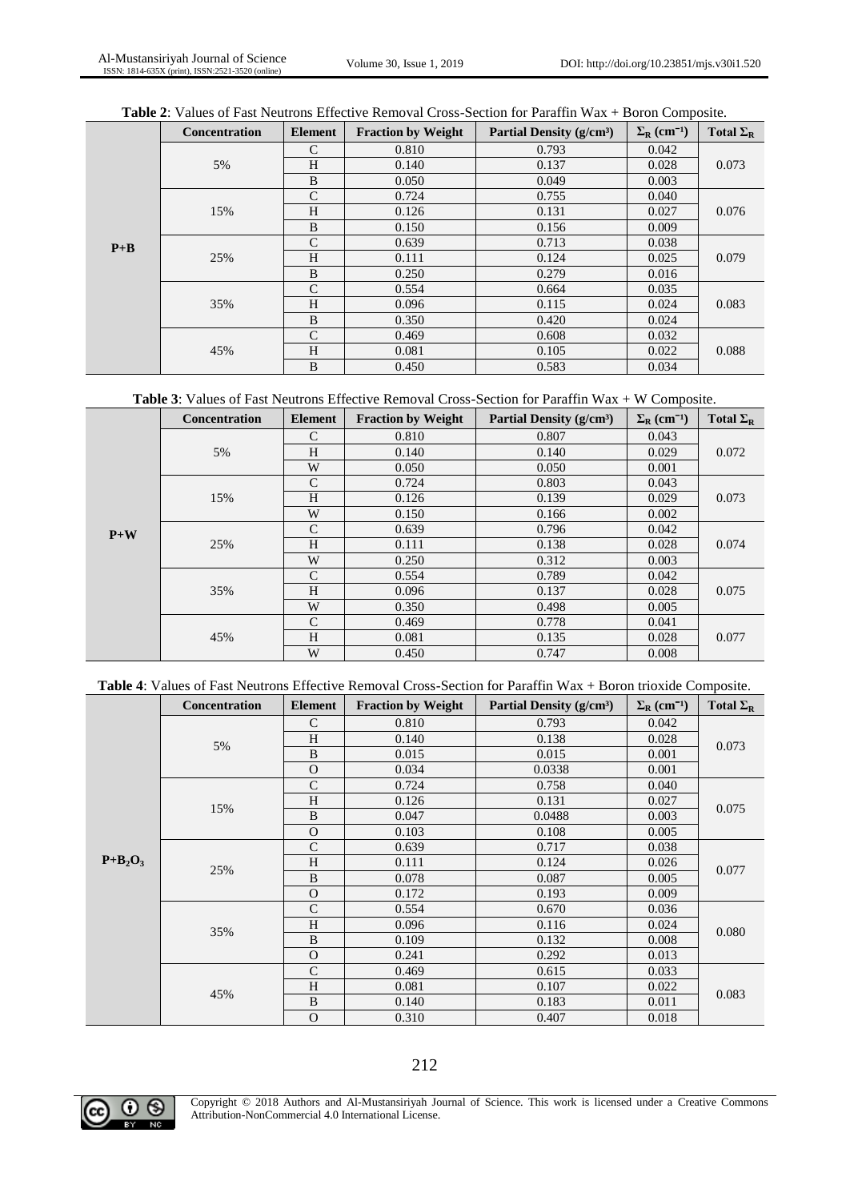**Table 2**: Values of Fast Neutrons Effective Removal Cross-Section for Paraffin Wax + Boron Composite.

| | Concentration | Element | Fraction by Weight | Partial Density (g/cm³) | $\Sigma_R$ (cm⁻¹) | Total $\Sigma_R$ |
|---|---|---|---|---|---|---|
| P+B | 5% | C | 0.810 | 0.793 | 0.042 | 0.073 |
| | | H | 0.140 | 0.137 | 0.028 | |
| | | B | 0.050 | 0.049 | 0.003 | |
| | 15% | C | 0.724 | 0.755 | 0.040 | 0.076 |
| | | H | 0.126 | 0.131 | 0.027 | |
| | | B | 0.150 | 0.156 | 0.009 | |
| | 25% | C | 0.639 | 0.713 | 0.038 | 0.079 |
| | | H | 0.111 | 0.124 | 0.025 | |
| | | B | 0.250 | 0.279 | 0.016 | |
| | 35% | C | 0.554 | 0.664 | 0.035 | 0.083 |
| | | H | 0.096 | 0.115 | 0.024 | |
| | | B | 0.350 | 0.420 | 0.024 | |
| | 45% | C | 0.469 | 0.608 | 0.032 | 0.088 |
| | | H | 0.081 | 0.105 | 0.022 | |
| | | B | 0.450 | 0.583 | 0.034 | |

**Table 3**: Values of Fast Neutrons Effective Removal Cross-Section for Paraffin Wax + W Composite.

| | Concentration | Element | Fraction by Weight | Partial Density (g/cm³) | $\Sigma_R$ (cm⁻¹) | Total $\Sigma_R$ |
|---|---|---|---|---|---|---|
| P+W | 5% | C | 0.810 | 0.807 | 0.043 | 0.072 |
| | | H | 0.140 | 0.140 | 0.029 | |
| | | W | 0.050 | 0.050 | 0.001 | |
| | 15% | C | 0.724 | 0.803 | 0.043 | 0.073 |
| | | H | 0.126 | 0.139 | 0.029 | |
| | | W | 0.150 | 0.166 | 0.002 | |
| | 25% | C | 0.639 | 0.796 | 0.042 | 0.074 |
| | | H | 0.111 | 0.138 | 0.028 | |
| | | W | 0.250 | 0.312 | 0.003 | |
| | 35% | C | 0.554 | 0.789 | 0.042 | 0.075 |
| | | H | 0.096 | 0.137 | 0.028 | |
| | | W | 0.350 | 0.498 | 0.005 | |
| | 45% | C | 0.469 | 0.778 | 0.041 | 0.077 |
| | | H | 0.081 | 0.135 | 0.028 | |
| | | W | 0.450 | 0.747 | 0.008 | |

**Table 4**: Values of Fast Neutrons Effective Removal Cross-Section for Paraffin Wax + Boron trioxide Composite.

| | Concentration | Element | Fraction by Weight | Partial Density (g/cm³) | $\Sigma_R$ (cm⁻¹) | Total $\Sigma_R$ |
|---|---|---|---|---|---|---|
| $P+B_2O_3$ | 5% | C | 0.810 | 0.793 | 0.042 | 0.073 |
| | | H | 0.140 | 0.138 | 0.028 | |
| | | B | 0.015 | 0.015 | 0.001 | |
| | | O | 0.034 | 0.0338 | 0.001 | |
| | 15% | C | 0.724 | 0.758 | 0.040 | 0.075 |
| | | H | 0.126 | 0.131 | 0.027 | |
| | | B | 0.047 | 0.0488 | 0.003 | |
| | | O | 0.103 | 0.108 | 0.005 | |
| | 25% | C | 0.639 | 0.717 | 0.038 | 0.077 |
| | | H | 0.111 | 0.124 | 0.026 | |
| | | B | 0.078 | 0.087 | 0.005 | |
| | | O | 0.172 | 0.193 | 0.009 | |
| | 35% | C | 0.554 | 0.670 | 0.036 | 0.080 |
| | | H | 0.096 | 0.116 | 0.024 | |
| | | B | 0.109 | 0.132 | 0.008 | |
| | | O | 0.241 | 0.292 | 0.013 | |
| | 45% | C | 0.469 | 0.615 | 0.033 | 0.083 |
| | | H | 0.081 | 0.107 | 0.022 | |
| | | B | 0.140 | 0.183 | 0.011 | |
| | | O | 0.310 | 0.407 | 0.018 | |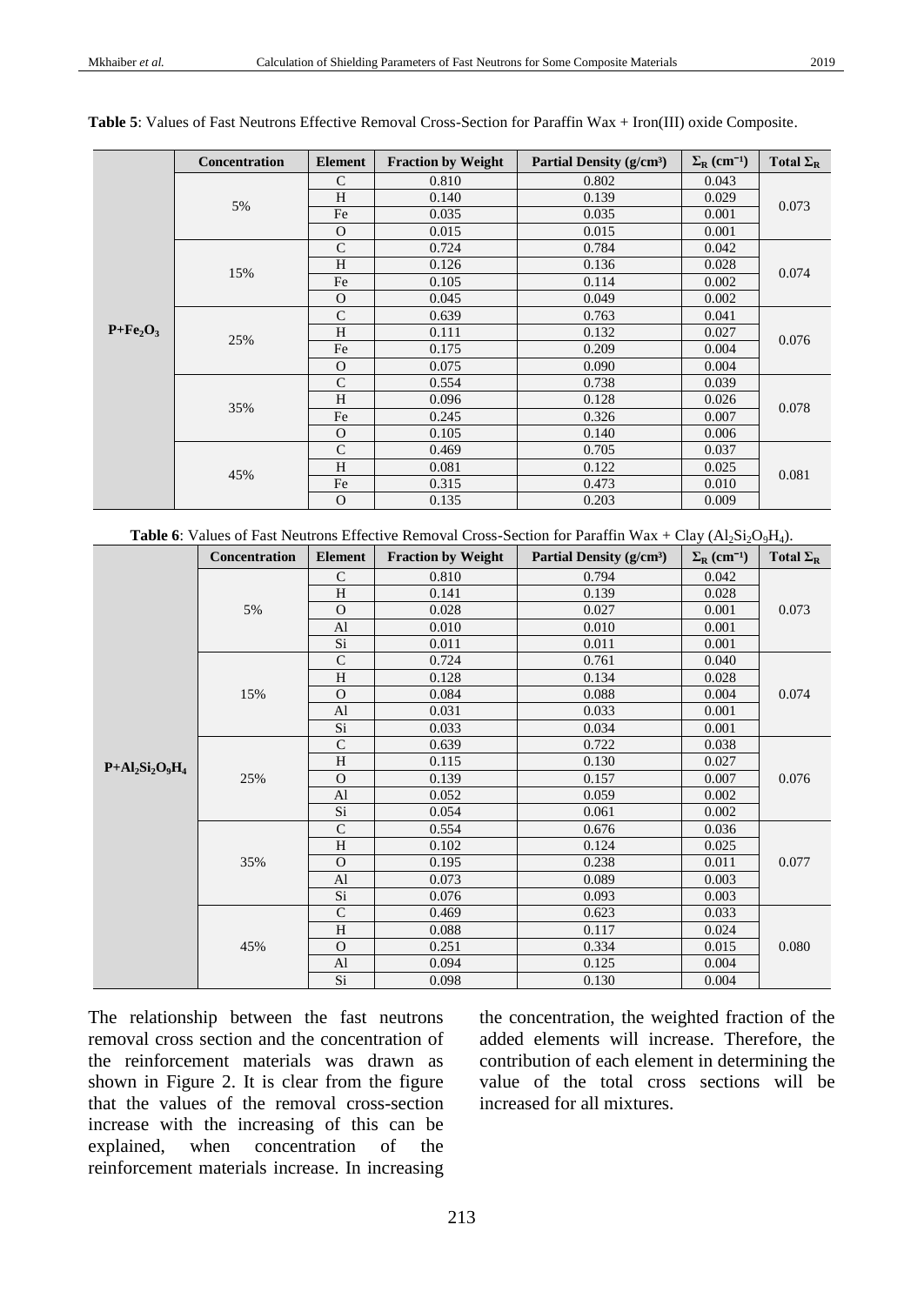**Table 5**: Values of Fast Neutrons Effective Removal Cross-Section for Paraffin Wax + Iron(III) oxide Composite.

| | Concentration | Element | Fraction by Weight | Partial Density (g/cm³) | $\Sigma_R$ (cm⁻¹) | Total $\Sigma_R$ |
|---|---|---|---|---|---|---|
| $P+Fe_2O_3$ | 5% | C | 0.810 | 0.802 | 0.043 | 0.073 |
| | | H | 0.140 | 0.139 | 0.029 | |
| | | Fe | 0.035 | 0.035 | 0.001 | |
| | | O | 0.015 | 0.015 | 0.001 | |
| | 15% | C | 0.724 | 0.784 | 0.042 | 0.074 |
| | | H | 0.126 | 0.136 | 0.028 | |
| | | Fe | 0.105 | 0.114 | 0.002 | |
| | | O | 0.045 | 0.049 | 0.002 | |
| | 25% | C | 0.639 | 0.763 | 0.041 | 0.076 |
| | | H | 0.111 | 0.132 | 0.027 | |
| | | Fe | 0.175 | 0.209 | 0.004 | |
| | | O | 0.075 | 0.090 | 0.004 | |
| | 35% | C | 0.554 | 0.738 | 0.039 | 0.078 |
| | | H | 0.096 | 0.128 | 0.026 | |
| | | Fe | 0.245 | 0.326 | 0.007 | |
| | | O | 0.105 | 0.140 | 0.006 | |
| | 45% | C | 0.469 | 0.705 | 0.037 | 0.081 |
| | | H | 0.081 | 0.122 | 0.025 | |
| | | Fe | 0.315 | 0.473 | 0.010 | |
| | | O | 0.135 | 0.203 | 0.009 | |

**Table 6**: Values of Fast Neutrons Effective Removal Cross-Section for Paraffin Wax + Clay ($Al_2Si_2O_9H_4$).

| | Concentration | Element | Fraction by Weight | Partial Density (g/cm³) | $\Sigma_R$ (cm⁻¹) | Total $\Sigma_R$ |
|---|---|---|---|---|---|---|
| $P+Al_2Si_2O_9H_4$ | 5% | C | 0.810 | 0.794 | 0.042 | 0.073 |
| | | H | 0.141 | 0.139 | 0.028 | |
| | | O | 0.028 | 0.027 | 0.001 | |
| | | Al | 0.010 | 0.010 | 0.001 | |
| | | Si | 0.011 | 0.011 | 0.001 | |
| | 15% | C | 0.724 | 0.761 | 0.040 | 0.074 |
| | | H | 0.128 | 0.134 | 0.028 | |
| | | O | 0.084 | 0.088 | 0.004 | |
| | | Al | 0.031 | 0.033 | 0.001 | |
| | | Si | 0.033 | 0.034 | 0.001 | |
| | 25% | C | 0.639 | 0.722 | 0.038 | 0.076 |
| | | H | 0.115 | 0.130 | 0.027 | |
| | | O | 0.139 | 0.157 | 0.007 | |
| | | Al | 0.052 | 0.059 | 0.002 | |
| | | Si | 0.054 | 0.061 | 0.002 | |
| | 35% | C | 0.554 | 0.676 | 0.036 | 0.077 |
| | | H | 0.102 | 0.124 | 0.025 | |
| | | O | 0.195 | 0.238 | 0.011 | |
| | | Al | 0.073 | 0.089 | 0.003 | |
| | | Si | 0.076 | 0.093 | 0.003 | |
| | 45% | C | 0.469 | 0.623 | 0.033 | 0.080 |
| | | H | 0.088 | 0.117 | 0.024 | |
| | | O | 0.251 | 0.334 | 0.015 | |
| | | Al | 0.094 | 0.125 | 0.004 | |
| | | Si | 0.098 | 0.130 | 0.004 | |

The relationship between the fast neutrons removal cross section and the concentration of the reinforcement materials was drawn as shown in Figure 2. It is clear from the figure that the values of the removal cross-section increase with the increasing of this can be explained, when concentration of the reinforcement materials increase. In increasing the concentration, the weighted fraction of the added elements will increase. Therefore, the contribution of each element in determining the value of the total cross sections will be increased for all mixtures.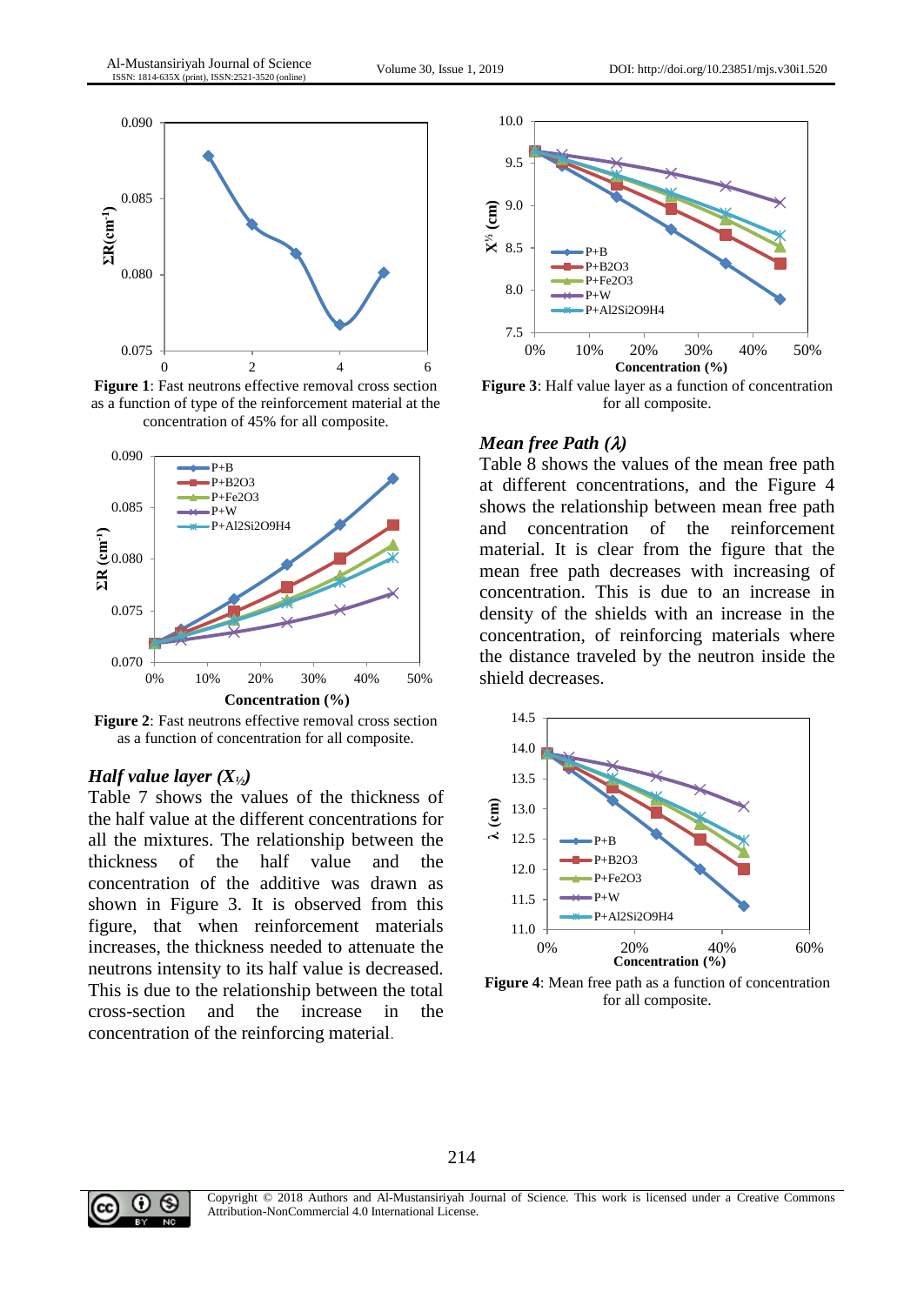**Figure 1**: Fast neutrons effective removal cross section as a function of type of the reinforcement material at the concentration of 45% for all composite.

**Figure 2**: Fast neutrons effective removal cross section as a function of concentration for all composite.

### *Half value layer ($X_{½}$)*

Table 7 shows the values of the thickness of the half value at the different concentrations for all the mixtures. The relationship between the thickness of the half value and the concentration of the additive was drawn as shown in Figure 3. It is observed from this figure, that when reinforcement materials increases, the thickness needed to attenuate the neutrons intensity to its half value is decreased. This is due to the relationship between the total cross-section and the increase in the concentration of the reinforcing material.

**Figure 3**: Half value layer as a function of concentration for all composite.

### *Mean free Path ($\lambda$)*

Table 8 shows the values of the mean free path at different concentrations, and the Figure 4 shows the relationship between mean free path and concentration of the reinforcement material. It is clear from the figure that the mean free path decreases with increasing of concentration. This is due to an increase in density of the shields with an increase in the concentration, of reinforcing materials where the distance traveled by the neutron inside the shield decreases.

**Figure 4**: Mean free path as a function of concentration for all composite.

Copyright © 2018 Authors and Al-Mustansiriyah Journal of Science. This work is licensed under a Creative Commons Attribution-NonCommercial 4.0 International License.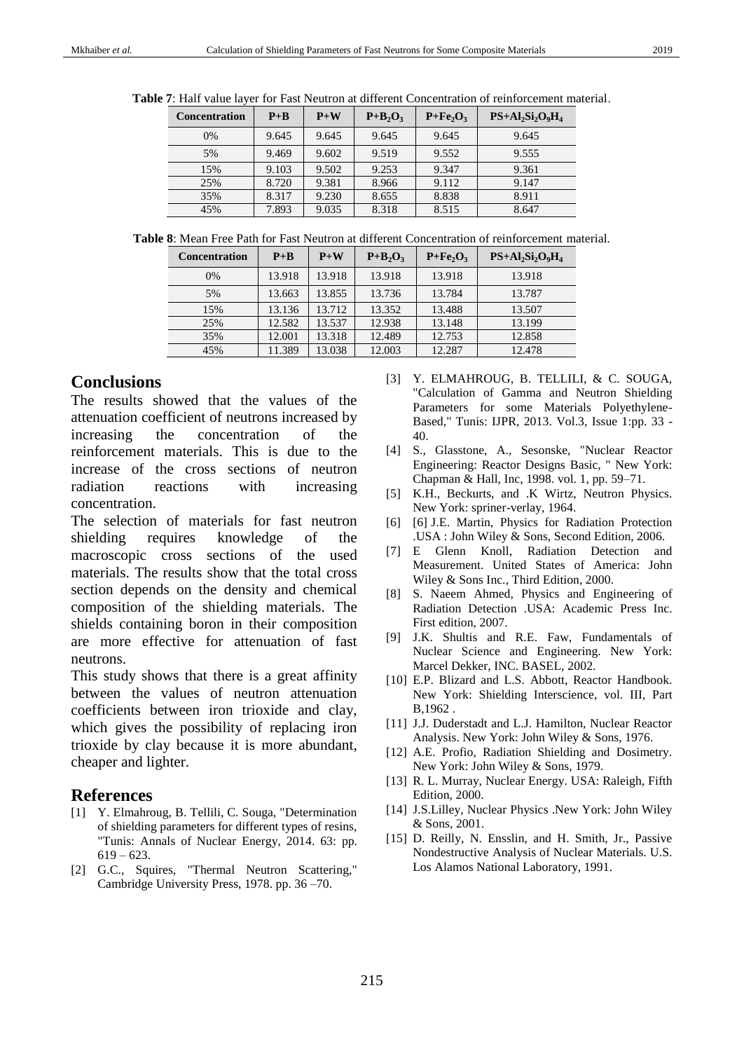**Table 7**: Half value layer for Fast Neutron at different Concentration of reinforcement material.

| Concentration | P+B | P+W | $P+B_2O_3$ | $P+Fe_2O_3$ | $PS+Al_2Si_2O_9H_4$ |
|---|---|---|---|---|---|
| 0% | 9.645 | 9.645 | 9.645 | 9.645 | 9.645 |
| 5% | 9.469 | 9.602 | 9.519 | 9.552 | 9.555 |
| 15% | 9.103 | 9.502 | 9.253 | 9.347 | 9.361 |
| 25% | 8.720 | 9.381 | 8.966 | 9.112 | 9.147 |
| 35% | 8.317 | 9.230 | 8.655 | 8.838 | 8.911 |
| 45% | 7.893 | 9.035 | 8.318 | 8.515 | 8.647 |

**Table 8**: Mean Free Path for Fast Neutron at different Concentration of reinforcement material.

| Concentration | P+B | P+W | $P+B_2O_3$ | $P+Fe_2O_3$ | $PS+Al_2Si_2O_9H_4$ |
|---|---|---|---|---|---|
| 0% | 13.918 | 13.918 | 13.918 | 13.918 | 13.918 |
| 5% | 13.663 | 13.855 | 13.736 | 13.784 | 13.787 |
| 15% | 13.136 | 13.712 | 13.352 | 13.488 | 13.507 |
| 25% | 12.582 | 13.537 | 12.938 | 13.148 | 13.199 |
| 35% | 12.001 | 13.318 | 12.489 | 12.753 | 12.858 |
| 45% | 11.389 | 13.038 | 12.003 | 12.287 | 12.478 |

## Conclusions

The results showed that the values of the attenuation coefficient of neutrons increased by increasing the concentration of the reinforcement materials. This is due to the increase of the cross sections of neutron radiation reactions with increasing concentration.

The selection of materials for fast neutron shielding requires knowledge of the macroscopic cross sections of the used materials. The results show that the total cross section depends on the density and chemical composition of the shielding materials. The shields containing boron in their composition are more effective for attenuation of fast neutrons.

This study shows that there is a great affinity between the values of neutron attenuation coefficients between iron trioxide and clay, which gives the possibility of replacing iron trioxide by clay because it is more abundant, cheaper and lighter.

## References

[1] Y. Elmahroug, B. Tellili, C. Souga, "Determination of shielding parameters for different types of resins, "Tunis: Annals of Nuclear Energy, 2014. 63: pp. 619 – 623.

[2] G.C., Squires, "Thermal Neutron Scattering," Cambridge University Press, 1978. pp. 36 –70.

[3] Y. ELMAHROUG, B. TELLILI, & C. SOUGA, "Calculation of Gamma and Neutron Shielding Parameters for some Materials Polyethylene-Based," Tunis: IJPR, 2013. Vol.3, Issue 1:pp. 33 - 40.

[4] S., Glasstone, A., Sesonske, "Nuclear Reactor Engineering: Reactor Designs Basic, " New York: Chapman & Hall, Inc, 1998. vol. 1, pp. 59–71.

[5] K.H., Beckurts, and .K Wirtz, Neutron Physics. New York: spriner-verlay, 1964.

[6] [6] J.E. Martin, Physics for Radiation Protection .USA : John Wiley & Sons, Second Edition, 2006.

[7] E Glenn Knoll, Radiation Detection and Measurement. United States of America: John Wiley & Sons Inc., Third Edition, 2000.

[8] S. Naeem Ahmed, Physics and Engineering of Radiation Detection .USA: Academic Press Inc. First edition, 2007.

[9] J.K. Shultis and R.E. Faw, Fundamentals of Nuclear Science and Engineering. New York: Marcel Dekker, INC. BASEL, 2002.

[10] E.P. Blizard and L.S. Abbott, Reactor Handbook. New York: Shielding Interscience, vol. III, Part B,1962 .

[11] J.J. Duderstadt and L.J. Hamilton, Nuclear Reactor Analysis. New York: John Wiley & Sons, 1976.

[12] A.E. Profio, Radiation Shielding and Dosimetry. New York: John Wiley & Sons, 1979.

[13] R. L. Murray, Nuclear Energy. USA: Raleigh, Fifth Edition, 2000.

[14] J.S.Lilley, Nuclear Physics .New York: John Wiley & Sons, 2001.

[15] D. Reilly, N. Ensslin, and H. Smith, Jr., Passive Nondestructive Analysis of Nuclear Materials. U.S. Los Alamos National Laboratory, 1991.